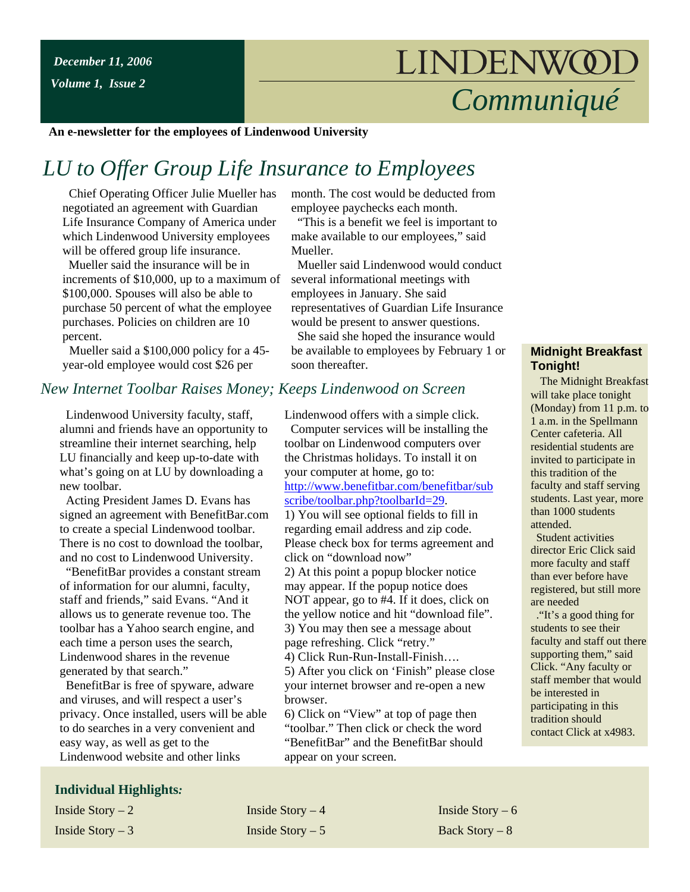*December 11, 2006*

*Volume 1, Issue 2*

# LINDENWOOD *Communiqué*

**An e-newsletter for the employees of Lindenwood University**

## *LU to Offer Group Life Insurance to Employees*

Chief Operating Officer Julie Mueller has negotiated an agreement with Guardian Life Insurance Company of America under which Lindenwood University employees will be offered group life insurance.

Mueller said the insurance will be in increments of $10,000, up to a maximum of $100,000. Spouses will also be able to purchase 50 percent of what the employee purchases. Policies on children are 10 percent.

Mueller said a $100,000 policy for a 45-year-old employee would cost $26 per month. The cost would be deducted from employee paychecks each month.

"This is a benefit we feel is important to make available to our employees," said Mueller.

Mueller said Lindenwood would conduct several informational meetings with employees in January. She said representatives of Guardian Life Insurance would be present to answer questions.

She said she hoped the insurance would be available to employees by February 1 or soon thereafter.

## *New Internet Toolbar Raises Money; Keeps Lindenwood on Screen*

Lindenwood University faculty, staff, alumni and friends have an opportunity to streamline their internet searching, help LU financially and keep up-to-date with what's going on at LU by downloading a new toolbar.

Acting President James D. Evans has signed an agreement with BenefitBar.com to create a special Lindenwood toolbar. There is no cost to download the toolbar, and no cost to Lindenwood University.

"BenefitBar provides a constant stream of information for our alumni, faculty, staff and friends," said Evans. "And it allows us to generate revenue too. The toolbar has a Yahoo search engine, and each time a person uses the search, Lindenwood shares in the revenue generated by that search."

BenefitBar is free of spyware, adware and viruses, and will respect a user's privacy. Once installed, users will be able to do searches in a very convenient and easy way, as well as get to the Lindenwood website and other links Lindenwood offers with a simple click.

Computer services will be installing the toolbar on Lindenwood computers over the Christmas holidays. To install it on your computer at home, go to: http://www.benefitbar.com/benefitbar/subscribe/toolbar.php?toolbarId=29.

1) You will see optional fields to fill in regarding email address and zip code. Please check box for terms agreement and click on "download now"

2) At this point a popup blocker notice may appear. If the popup notice does NOT appear, go to #4. If it does, click on the yellow notice and hit "download file".

3) You may then see a message about page refreshing. Click "retry."

4) Click Run-Run-Install-Finish….

5) After you click on 'Finish" please close your internet browser and re-open a new browser.

6) Click on "View" at top of page then "toolbar." Then click or check the word "BenefitBar" and the BenefitBar should appear on your screen.

### Midnight Breakfast Tonight!

The Midnight Breakfast will take place tonight (Monday) from 11 p.m. to 1 a.m. in the Spellmann Center cafeteria. All residential students are invited to participate in this tradition of the faculty and staff serving students. Last year, more than 1000 students attended.

Student activities director Eric Click said more faculty and staff than ever before have registered, but still more are needed

."It's a good thing for students to see their faculty and staff out there supporting them," said Click. "Any faculty or staff member that would be interested in participating in this tradition should contact Click at x4983.

**Individual Highlights*:***

Inside Story – 2

Inside Story – 3

Inside Story – 4

Inside Story – 5

Inside Story – 6

Back Story – 8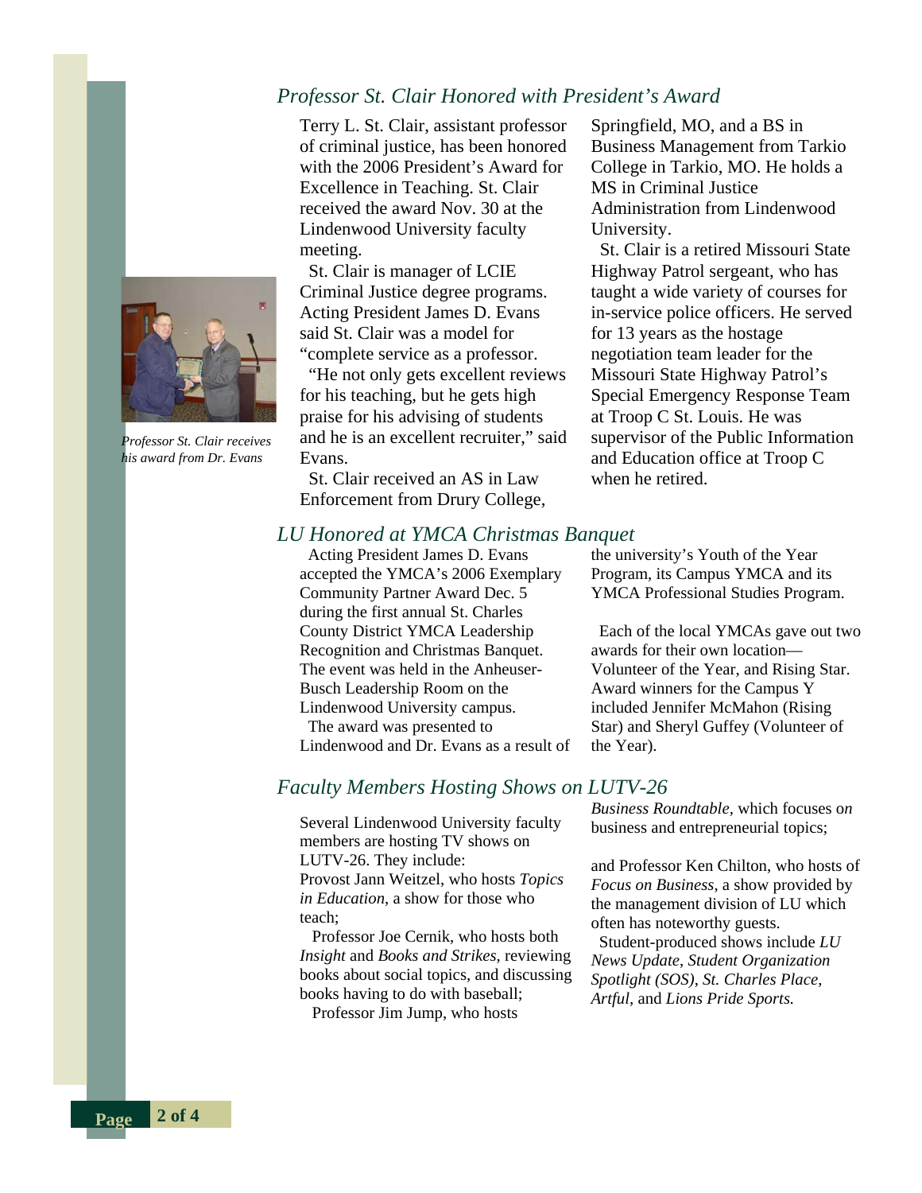## Professor St. Clair Honored with President's Award

Terry L. St. Clair, assistant professor of criminal justice, has been honored with the 2006 President's Award for Excellence in Teaching. St. Clair received the award Nov. 30 at the Lindenwood University faculty meeting.

St. Clair is manager of LCIE Criminal Justice degree programs. Acting President James D. Evans said St. Clair was a model for "complete service as a professor.

"He not only gets excellent reviews for his teaching, but he gets high praise for his advising of students and he is an excellent recruiter," said Evans.

St. Clair received an AS in Law Enforcement from Drury College, Springfield, MO, and a BS in Business Management from Tarkio College in Tarkio, MO. He holds a MS in Criminal Justice Administration from Lindenwood University.

St. Clair is a retired Missouri State Highway Patrol sergeant, who has taught a wide variety of courses for in-service police officers. He served for 13 years as the hostage negotiation team leader for the Missouri State Highway Patrol's Special Emergency Response Team at Troop C St. Louis. He was supervisor of the Public Information and Education office at Troop C when he retired.

*Professor St. Clair receives his award from Dr. Evans*

## LU Honored at YMCA Christmas Banquet

Acting President James D. Evans accepted the YMCA's 2006 Exemplary Community Partner Award Dec. 5 during the first annual St. Charles County District YMCA Leadership Recognition and Christmas Banquet. The event was held in the Anheuser-Busch Leadership Room on the Lindenwood University campus.

The award was presented to Lindenwood and Dr. Evans as a result of the university's Youth of the Year Program, its Campus YMCA and its YMCA Professional Studies Program.

Each of the local YMCAs gave out two awards for their own location—Volunteer of the Year, and Rising Star. Award winners for the Campus Y included Jennifer McMahon (Rising Star) and Sheryl Guffey (Volunteer of the Year).

## Faculty Members Hosting Shows on LUTV-26

Several Lindenwood University faculty members are hosting TV shows on LUTV-26. They include:
Provost Jann Weitzel, who hosts *Topics in Education*, a show for those who teach;

Professor Joe Cernik, who hosts both *Insight* and *Books and Strikes*, reviewing books about social topics, and discussing books having to do with baseball;

Professor Jim Jump, who hosts *Business Roundtable*, which focuses on business and entrepreneurial topics;

and Professor Ken Chilton, who hosts of *Focus on Business*, a show provided by the management division of LU which often has noteworthy guests.

Student-produced shows include *LU News Update*, *Student Organization Spotlight (SOS)*, *St. Charles Place*, *Artful*, and *Lions Pride Sports.*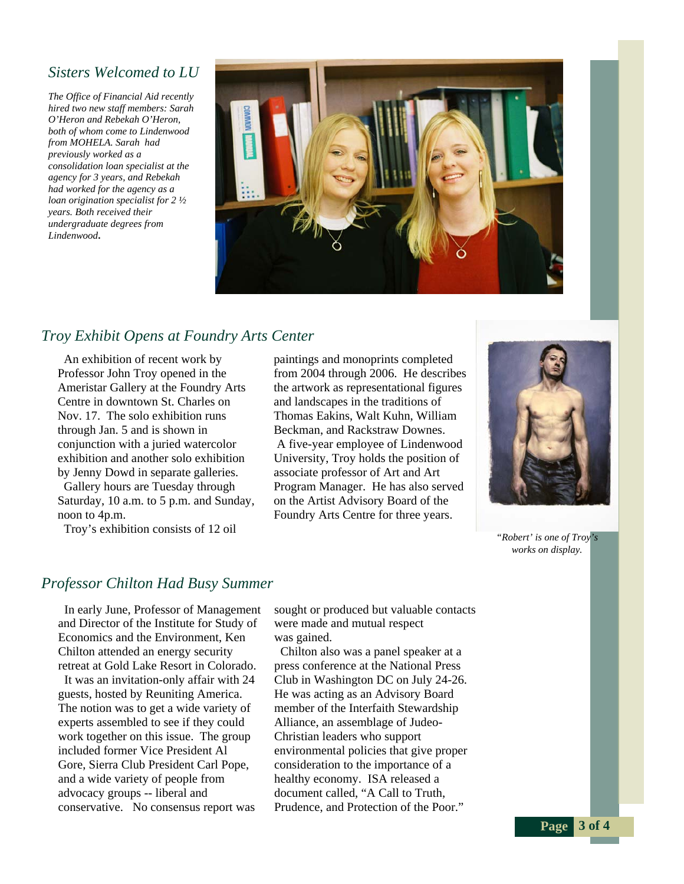## *Sisters Welcomed to LU*

*The Office of Financial Aid recently hired two new staff members: Sarah O'Heron and Rebekah O'Heron, both of whom come to Lindenwood from MOHELA. Sarah had previously worked as a consolidation loan specialist at the agency for 3 years, and Rebekah had worked for the agency as a loan origination specialist for 2 ½ years. Both received their undergraduate degrees from Lindenwood.*

## *Troy Exhibit Opens at Foundry Arts Center*

An exhibition of recent work by Professor John Troy opened in the Ameristar Gallery at the Foundry Arts Centre in downtown St. Charles on Nov. 17. The solo exhibition runs through Jan. 5 and is shown in conjunction with a juried watercolor exhibition and another solo exhibition by Jenny Dowd in separate galleries.

Gallery hours are Tuesday through Saturday, 10 a.m. to 5 p.m. and Sunday, noon to 4p.m.

Troy's exhibition consists of 12 oil paintings and monoprints completed from 2004 through 2006. He describes the artwork as representational figures and landscapes in the traditions of Thomas Eakins, Walt Kuhn, William Beckman, and Rackstraw Downes.

A five-year employee of Lindenwood University, Troy holds the position of associate professor of Art and Art Program Manager. He has also served on the Artist Advisory Board of the Foundry Arts Centre for three years.

*"Robert' is one of Troy's works on display.*

## *Professor Chilton Had Busy Summer*

In early June, Professor of Management and Director of the Institute for Study of Economics and the Environment, Ken Chilton attended an energy security retreat at Gold Lake Resort in Colorado.

It was an invitation-only affair with 24 guests, hosted by Reuniting America. The notion was to get a wide variety of experts assembled to see if they could work together on this issue. The group included former Vice President Al Gore, Sierra Club President Carl Pope, and a wide variety of people from advocacy groups -- liberal and conservative. No consensus report was sought or produced but valuable contacts were made and mutual respect was gained.

Chilton also was a panel speaker at a press conference at the National Press Club in Washington DC on July 24-26. He was acting as an Advisory Board member of the Interfaith Stewardship Alliance, an assemblage of Judeo-Christian leaders who support environmental policies that give proper consideration to the importance of a healthy economy. ISA released a document called, "A Call to Truth, Prudence, and Protection of the Poor."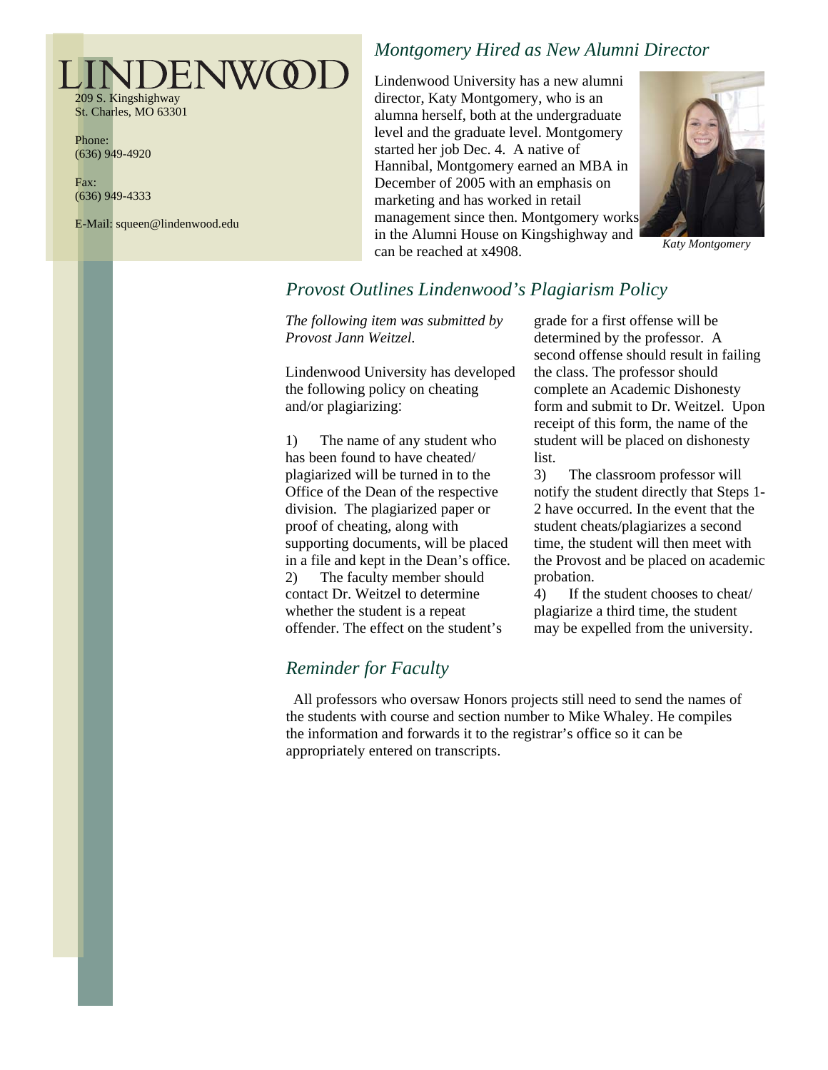# LINDENWOOD

209 S. Kingshighway
St. Charles, MO 63301

Phone:
(636) 949-4920

Fax:
(636) 949-4333

E-Mail: squeen@lindenwood.edu

## *Montgomery Hired as New Alumni Director*

Lindenwood University has a new alumni director, Katy Montgomery, who is an alumna herself, both at the undergraduate level and the graduate level. Montgomery started her job Dec. 4. A native of Hannibal, Montgomery earned an MBA in December of 2005 with an emphasis on marketing and has worked in retail management since then. Montgomery works in the Alumni House on Kingshighway and can be reached at x4908.

*Katy Montgomery*

## *Provost Outlines Lindenwood's Plagiarism Policy*

*The following item was submitted by Provost Jann Weitzel.*

Lindenwood University has developed the following policy on cheating and/or plagiarizing:

1) The name of any student who has been found to have cheated/plagiarized will be turned in to the Office of the Dean of the respective division. The plagiarized paper or proof of cheating, along with supporting documents, will be placed in a file and kept in the Dean's office.
2) The faculty member should contact Dr. Weitzel to determine whether the student is a repeat offender. The effect on the student's grade for a first offense will be determined by the professor. A second offense should result in failing the class. The professor should complete an Academic Dishonesty form and submit to Dr. Weitzel. Upon receipt of this form, the name of the student will be placed on dishonesty list.
3) The classroom professor will notify the student directly that Steps 1-2 have occurred. In the event that the student cheats/plagiarizes a second time, the student will then meet with the Provost and be placed on academic probation.
4) If the student chooses to cheat/plagiarize a third time, the student may be expelled from the university.

## *Reminder for Faculty*

All professors who oversaw Honors projects still need to send the names of the students with course and section number to Mike Whaley. He compiles the information and forwards it to the registrar's office so it can be appropriately entered on transcripts.